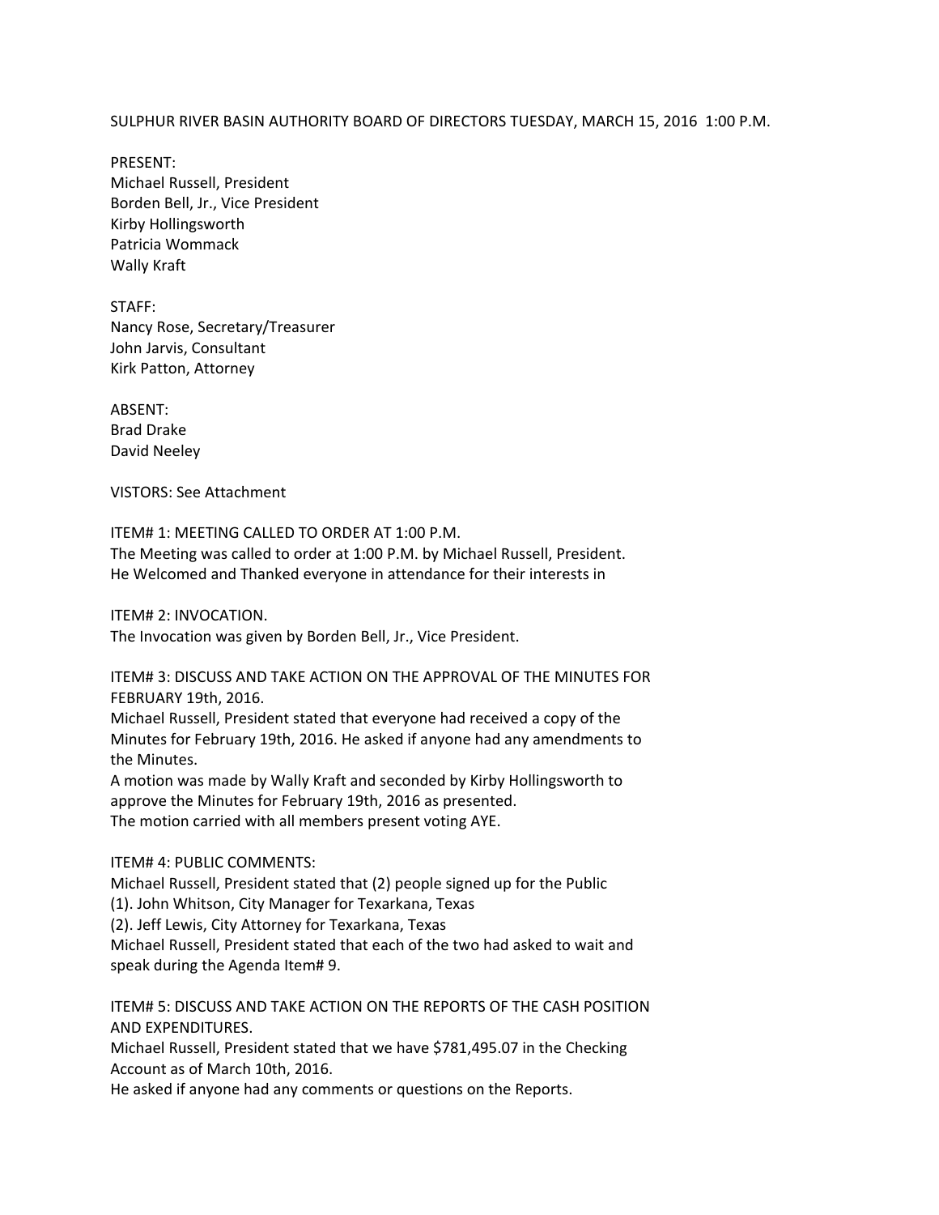SULPHUR RIVER BASIN AUTHORITY BOARD OF DIRECTORS TUESDAY, MARCH 15, 2016 1:00 P.M.

PRESENT:
Michael Russell, President
Borden Bell, Jr., Vice President
Kirby Hollingsworth
Patricia Wommack
Wally Kraft

STAFF:
Nancy Rose, Secretary/Treasurer
John Jarvis, Consultant
Kirk Patton, Attorney

ABSENT:
Brad Drake
David Neeley

VISTORS: See Attachment

ITEM# 1: MEETING CALLED TO ORDER AT 1:00 P.M.
The Meeting was called to order at 1:00 P.M. by Michael Russell, President.
He Welcomed and Thanked everyone in attendance for their interests in

ITEM# 2: INVOCATION.
The Invocation was given by Borden Bell, Jr., Vice President.

ITEM# 3: DISCUSS AND TAKE ACTION ON THE APPROVAL OF THE MINUTES FOR FEBRUARY 19th, 2016.
Michael Russell, President stated that everyone had received a copy of the Minutes for February 19th, 2016. He asked if anyone had any amendments to the Minutes.
A motion was made by Wally Kraft and seconded by Kirby Hollingsworth to approve the Minutes for February 19th, 2016 as presented.
The motion carried with all members present voting AYE.

ITEM# 4: PUBLIC COMMENTS:
Michael Russell, President stated that (2) people signed up for the Public
(1). John Whitson, City Manager for Texarkana, Texas
(2). Jeff Lewis, City Attorney for Texarkana, Texas
Michael Russell, President stated that each of the two had asked to wait and speak during the Agenda Item# 9.

ITEM# 5: DISCUSS AND TAKE ACTION ON THE REPORTS OF THE CASH POSITION AND EXPENDITURES.
Michael Russell, President stated that we have $781,495.07 in the Checking Account as of March 10th, 2016.
He asked if anyone had any comments or questions on the Reports.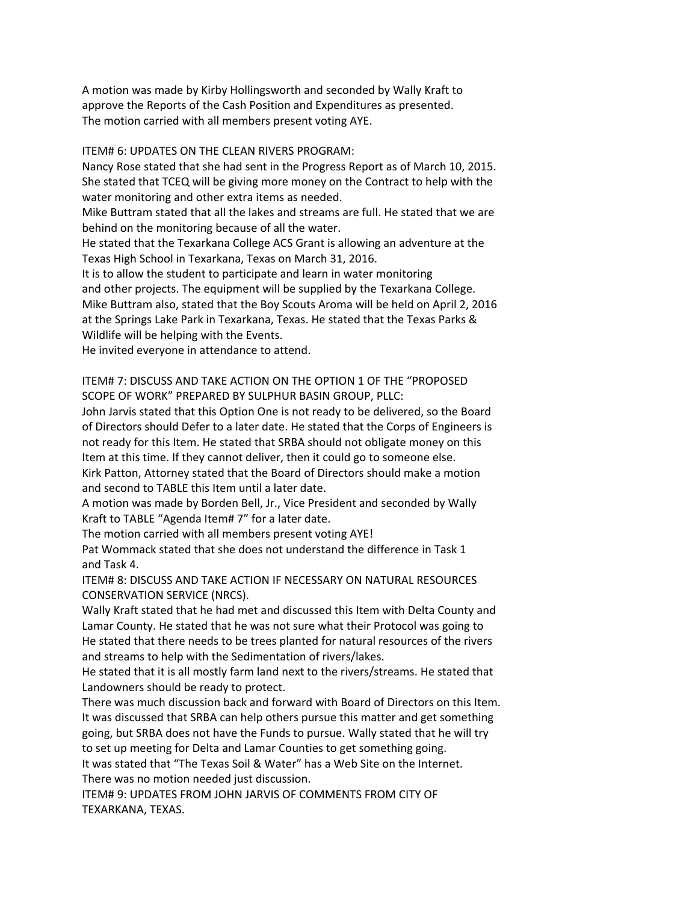A motion was made by Kirby Hollingsworth and seconded by Wally Kraft to approve the Reports of the Cash Position and Expenditures as presented.
The motion carried with all members present voting AYE.

ITEM# 6: UPDATES ON THE CLEAN RIVERS PROGRAM:
Nancy Rose stated that she had sent in the Progress Report as of March 10, 2015.
She stated that TCEQ will be giving more money on the Contract to help with the water monitoring and other extra items as needed.
Mike Buttram stated that all the lakes and streams are full. He stated that we are behind on the monitoring because of all the water.
He stated that the Texarkana College ACS Grant is allowing an adventure at the Texas High School in Texarkana, Texas on March 31, 2016.
It is to allow the student to participate and learn in water monitoring and other projects. The equipment will be supplied by the Texarkana College.
Mike Buttram also, stated that the Boy Scouts Aroma will be held on April 2, 2016 at the Springs Lake Park in Texarkana, Texas. He stated that the Texas Parks & Wildlife will be helping with the Events.
He invited everyone in attendance to attend.

ITEM# 7: DISCUSS AND TAKE ACTION ON THE OPTION 1 OF THE "PROPOSED SCOPE OF WORK" PREPARED BY SULPHUR BASIN GROUP, PLLC:
John Jarvis stated that this Option One is not ready to be delivered, so the Board of Directors should Defer to a later date. He stated that the Corps of Engineers is not ready for this Item. He stated that SRBA should not obligate money on this Item at this time. If they cannot deliver, then it could go to someone else.
Kirk Patton, Attorney stated that the Board of Directors should make a motion and second to TABLE this Item until a later date.
A motion was made by Borden Bell, Jr., Vice President and seconded by Wally Kraft to TABLE "Agenda Item# 7" for a later date.
The motion carried with all members present voting AYE!
Pat Wommack stated that she does not understand the difference in Task 1 and Task 4.
ITEM# 8: DISCUSS AND TAKE ACTION IF NECESSARY ON NATURAL RESOURCES CONSERVATION SERVICE (NRCS).
Wally Kraft stated that he had met and discussed this Item with Delta County and Lamar County. He stated that he was not sure what their Protocol was going to
He stated that there needs to be trees planted for natural resources of the rivers and streams to help with the Sedimentation of rivers/lakes.
He stated that it is all mostly farm land next to the rivers/streams. He stated that Landowners should be ready to protect.
There was much discussion back and forward with Board of Directors on this Item.
It was discussed that SRBA can help others pursue this matter and get something going, but SRBA does not have the Funds to pursue. Wally stated that he will try to set up meeting for Delta and Lamar Counties to get something going.
It was stated that "The Texas Soil & Water" has a Web Site on the Internet.
There was no motion needed just discussion.
ITEM# 9: UPDATES FROM JOHN JARVIS OF COMMENTS FROM CITY OF TEXARKANA, TEXAS.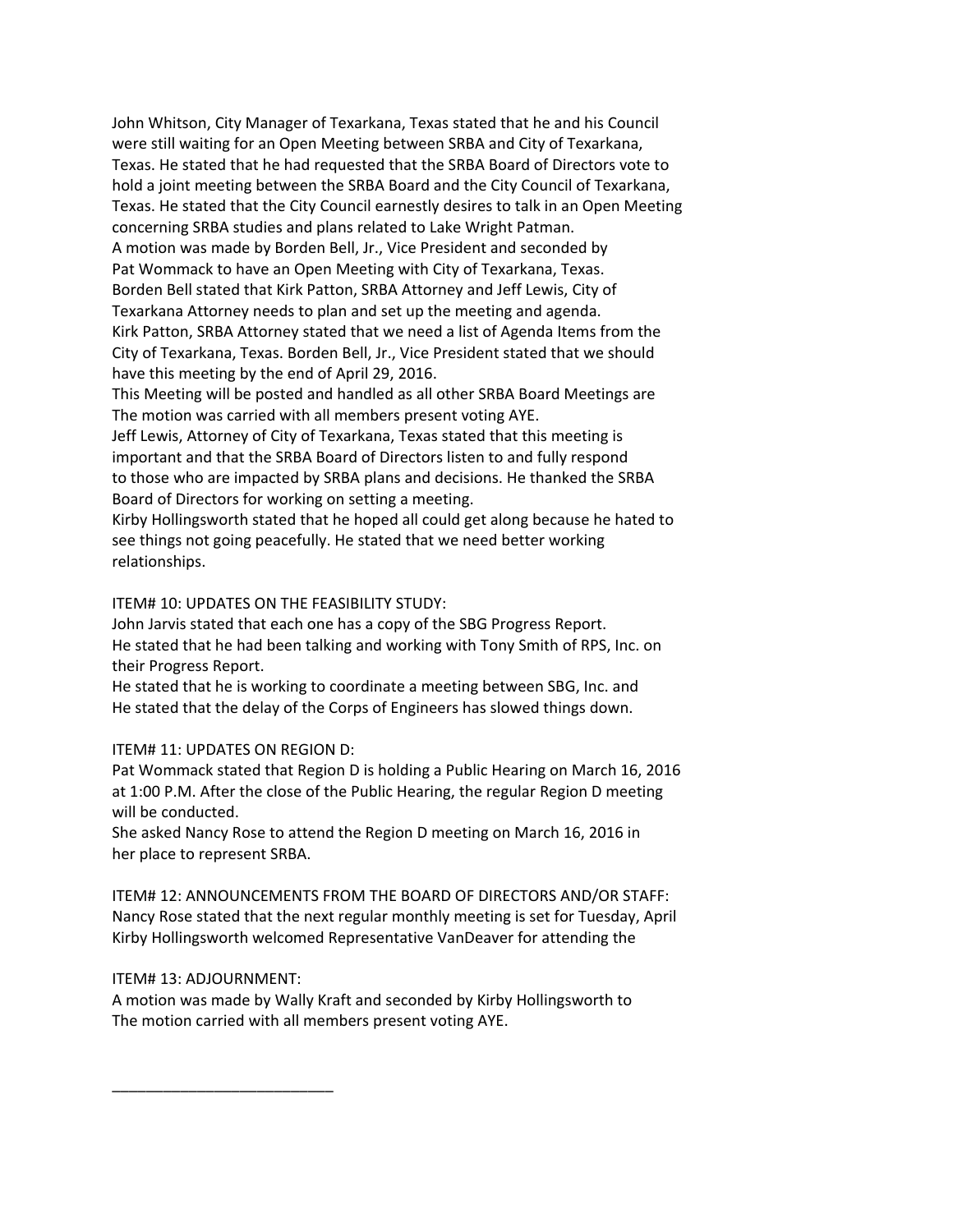John Whitson, City Manager of Texarkana, Texas stated that he and his Council were still waiting for an Open Meeting between SRBA and City of Texarkana, Texas. He stated that he had requested that the SRBA Board of Directors vote to hold a joint meeting between the SRBA Board and the City Council of Texarkana, Texas. He stated that the City Council earnestly desires to talk in an Open Meeting concerning SRBA studies and plans related to Lake Wright Patman.
A motion was made by Borden Bell, Jr., Vice President and seconded by Pat Wommack to have an Open Meeting with City of Texarkana, Texas.
Borden Bell stated that Kirk Patton, SRBA Attorney and Jeff Lewis, City of Texarkana Attorney needs to plan and set up the meeting and agenda.
Kirk Patton, SRBA Attorney stated that we need a list of Agenda Items from the City of Texarkana, Texas. Borden Bell, Jr., Vice President stated that we should have this meeting by the end of April 29, 2016.
This Meeting will be posted and handled as all other SRBA Board Meetings are
The motion was carried with all members present voting AYE.
Jeff Lewis, Attorney of City of Texarkana, Texas stated that this meeting is important and that the SRBA Board of Directors listen to and fully respond to those who are impacted by SRBA plans and decisions. He thanked the SRBA Board of Directors for working on setting a meeting.
Kirby Hollingsworth stated that he hoped all could get along because he hated to see things not going peacefully. He stated that we need better working relationships.

ITEM# 10: UPDATES ON THE FEASIBILITY STUDY:
John Jarvis stated that each one has a copy of the SBG Progress Report.
He stated that he had been talking and working with Tony Smith of RPS, Inc. on their Progress Report.
He stated that he is working to coordinate a meeting between SBG, Inc. and
He stated that the delay of the Corps of Engineers has slowed things down.

ITEM# 11: UPDATES ON REGION D:
Pat Wommack stated that Region D is holding a Public Hearing on March 16, 2016 at 1:00 P.M. After the close of the Public Hearing, the regular Region D meeting will be conducted.
She asked Nancy Rose to attend the Region D meeting on March 16, 2016 in her place to represent SRBA.

ITEM# 12: ANNOUNCEMENTS FROM THE BOARD OF DIRECTORS AND/OR STAFF:
Nancy Rose stated that the next regular monthly meeting is set for Tuesday, April
Kirby Hollingsworth welcomed Representative VanDeaver for attending the

ITEM# 13: ADJOURNMENT:
A motion was made by Wally Kraft and seconded by Kirby Hollingsworth to
The motion carried with all members present voting AYE.

___________________________